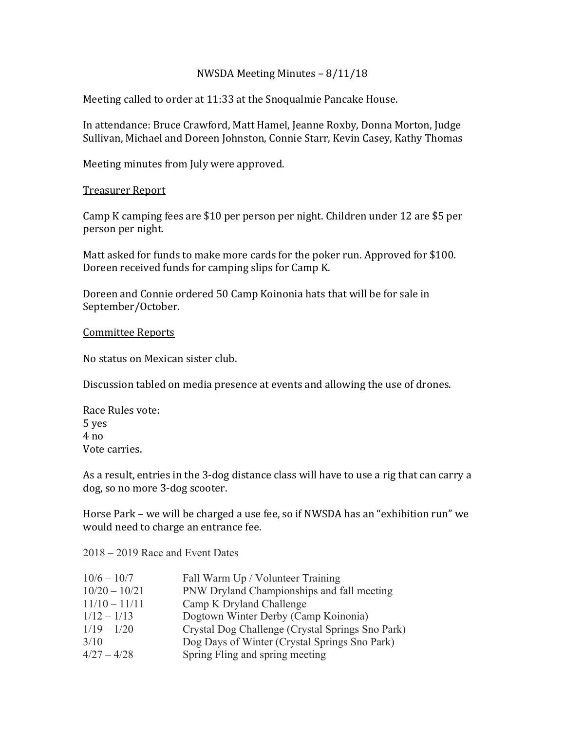# NWSDA Meeting Minutes – 8/11/18

Meeting called to order at 11:33 at the Snoqualmie Pancake House.

In attendance: Bruce Crawford, Matt Hamel, Jeanne Roxby, Donna Morton, Judge Sullivan, Michael and Doreen Johnston, Connie Starr, Kevin Casey, Kathy Thomas

Meeting minutes from July were approved.

## Treasurer Report

Camp K camping fees are $10 per person per night. Children under 12 are $5 per person per night.

Matt asked for funds to make more cards for the poker run. Approved for $100. Doreen received funds for camping slips for Camp K.

Doreen and Connie ordered 50 Camp Koinonia hats that will be for sale in September/October.

## Committee Reports

No status on Mexican sister club.

Discussion tabled on media presence at events and allowing the use of drones.

Race Rules vote:
5 yes
4 no
Vote carries.

As a result, entries in the 3-dog distance class will have to use a rig that can carry a dog, so no more 3-dog scooter.

Horse Park – we will be charged a use fee, so if NWSDA has an "exhibition run" we would need to charge an entrance fee.

## 2018 – 2019 Race and Event Dates

| Dates | Event |
|---|---|
| 10/6 – 10/7 | Fall Warm Up / Volunteer Training |
| 10/20 – 10/21 | PNW Dryland Championships and fall meeting |
| 11/10 – 11/11 | Camp K Dryland Challenge |
| 1/12 – 1/13 | Dogtown Winter Derby (Camp Koinonia) |
| 1/19 – 1/20 | Crystal Dog Challenge (Crystal Springs Sno Park) |
| 3/10 | Dog Days of Winter (Crystal Springs Sno Park) |
| 4/27 – 4/28 | Spring Fling and spring meeting |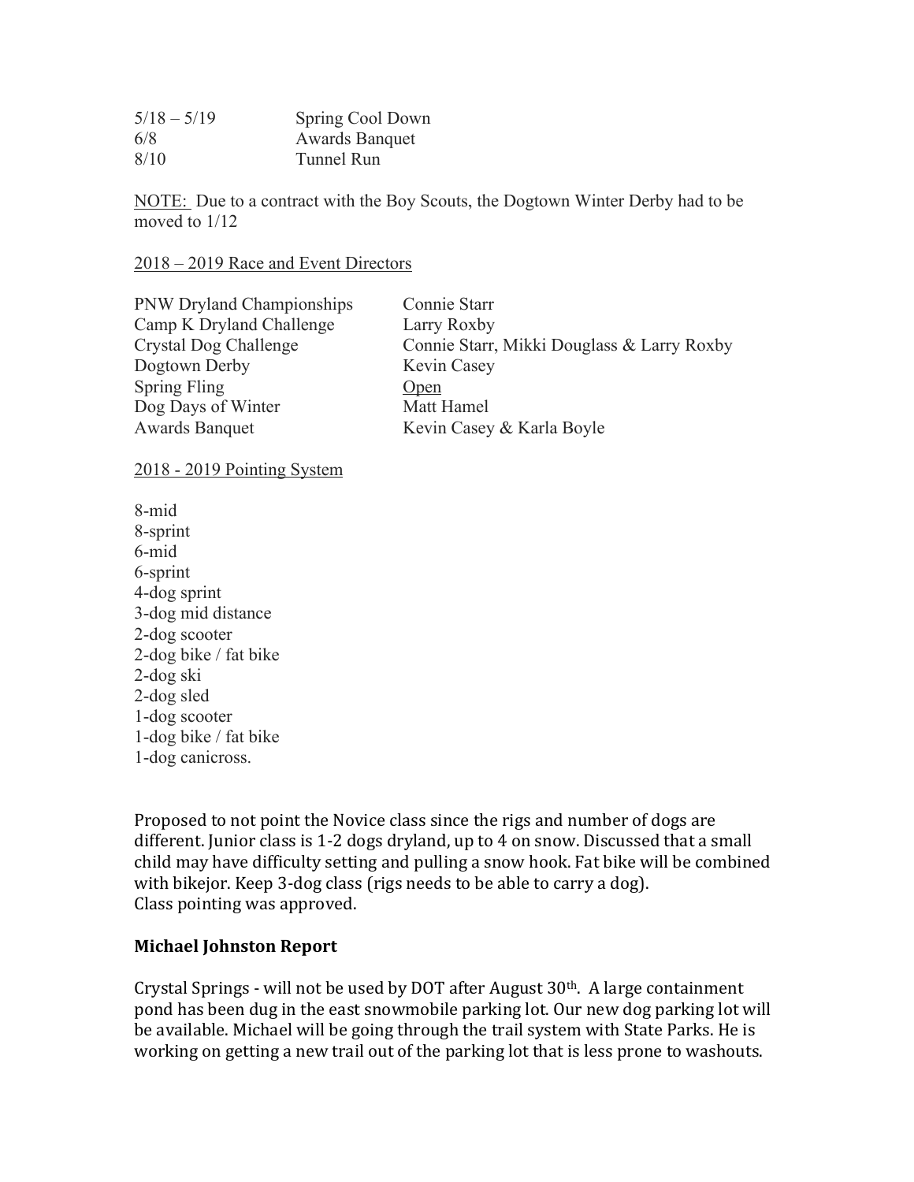| | |
|---|---|
| 5/18 – 5/19 | Spring Cool Down |
| 6/8 | Awards Banquet |
| 8/10 | Tunnel Run |

NOTE: Due to a contract with the Boy Scouts, the Dogtown Winter Derby had to be moved to 1/12

2018 – 2019 Race and Event Directors

| | |
|---|---|
| PNW Dryland Championships | Connie Starr |
| Camp K Dryland Challenge | Larry Roxby |
| Crystal Dog Challenge | Connie Starr, Mikki Douglass & Larry Roxby |
| Dogtown Derby | Kevin Casey |
| Spring Fling | Open |
| Dog Days of Winter | Matt Hamel |
| Awards Banquet | Kevin Casey & Karla Boyle |

2018 - 2019 Pointing System

8-mid
8-sprint
6-mid
6-sprint
4-dog sprint
3-dog mid distance
2-dog scooter
2-dog bike / fat bike
2-dog ski
2-dog sled
1-dog scooter
1-dog bike / fat bike
1-dog canicross.

Proposed to not point the Novice class since the rigs and number of dogs are different. Junior class is 1-2 dogs dryland, up to 4 on snow. Discussed that a small child may have difficulty setting and pulling a snow hook. Fat bike will be combined with bikejor. Keep 3-dog class (rigs needs to be able to carry a dog).
Class pointing was approved.

**Michael Johnston Report**

Crystal Springs - will not be used by DOT after August 30th. A large containment pond has been dug in the east snowmobile parking lot. Our new dog parking lot will be available. Michael will be going through the trail system with State Parks. He is working on getting a new trail out of the parking lot that is less prone to washouts.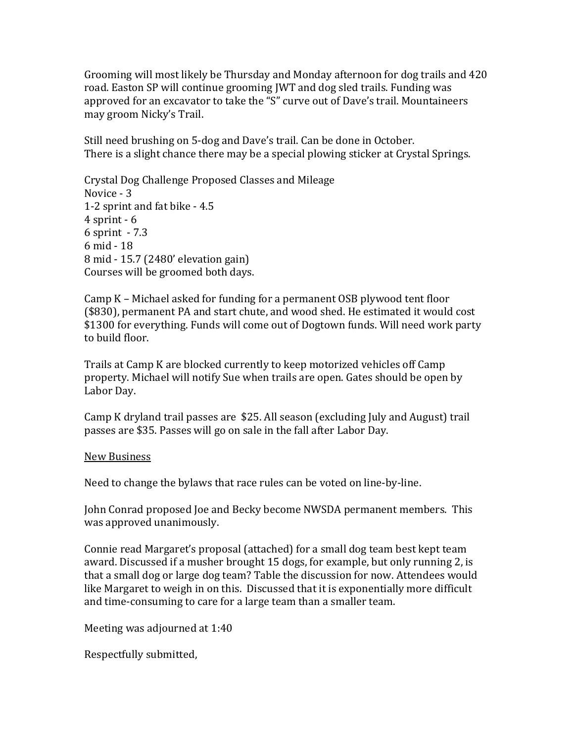Grooming will most likely be Thursday and Monday afternoon for dog trails and 420 road. Easton SP will continue grooming JWT and dog sled trails. Funding was approved for an excavator to take the "S" curve out of Dave's trail. Mountaineers may groom Nicky's Trail.

Still need brushing on 5-dog and Dave's trail. Can be done in October.
There is a slight chance there may be a special plowing sticker at Crystal Springs.

Crystal Dog Challenge Proposed Classes and Mileage
Novice - 3
1-2 sprint and fat bike - 4.5
4 sprint - 6
6 sprint - 7.3
6 mid - 18
8 mid - 15.7 (2480' elevation gain)
Courses will be groomed both days.

Camp K – Michael asked for funding for a permanent OSB plywood tent floor ($830), permanent PA and start chute, and wood shed. He estimated it would cost $1300 for everything. Funds will come out of Dogtown funds. Will need work party to build floor.

Trails at Camp K are blocked currently to keep motorized vehicles off Camp property. Michael will notify Sue when trails are open. Gates should be open by Labor Day.

Camp K dryland trail passes are $25. All season (excluding July and August) trail passes are $35. Passes will go on sale in the fall after Labor Day.

<u>New Business</u>

Need to change the bylaws that race rules can be voted on line-by-line.

John Conrad proposed Joe and Becky become NWSDA permanent members. This was approved unanimously.

Connie read Margaret's proposal (attached) for a small dog team best kept team award. Discussed if a musher brought 15 dogs, for example, but only running 2, is that a small dog or large dog team? Table the discussion for now. Attendees would like Margaret to weigh in on this. Discussed that it is exponentially more difficult and time-consuming to care for a large team than a smaller team.

Meeting was adjourned at 1:40

Respectfully submitted,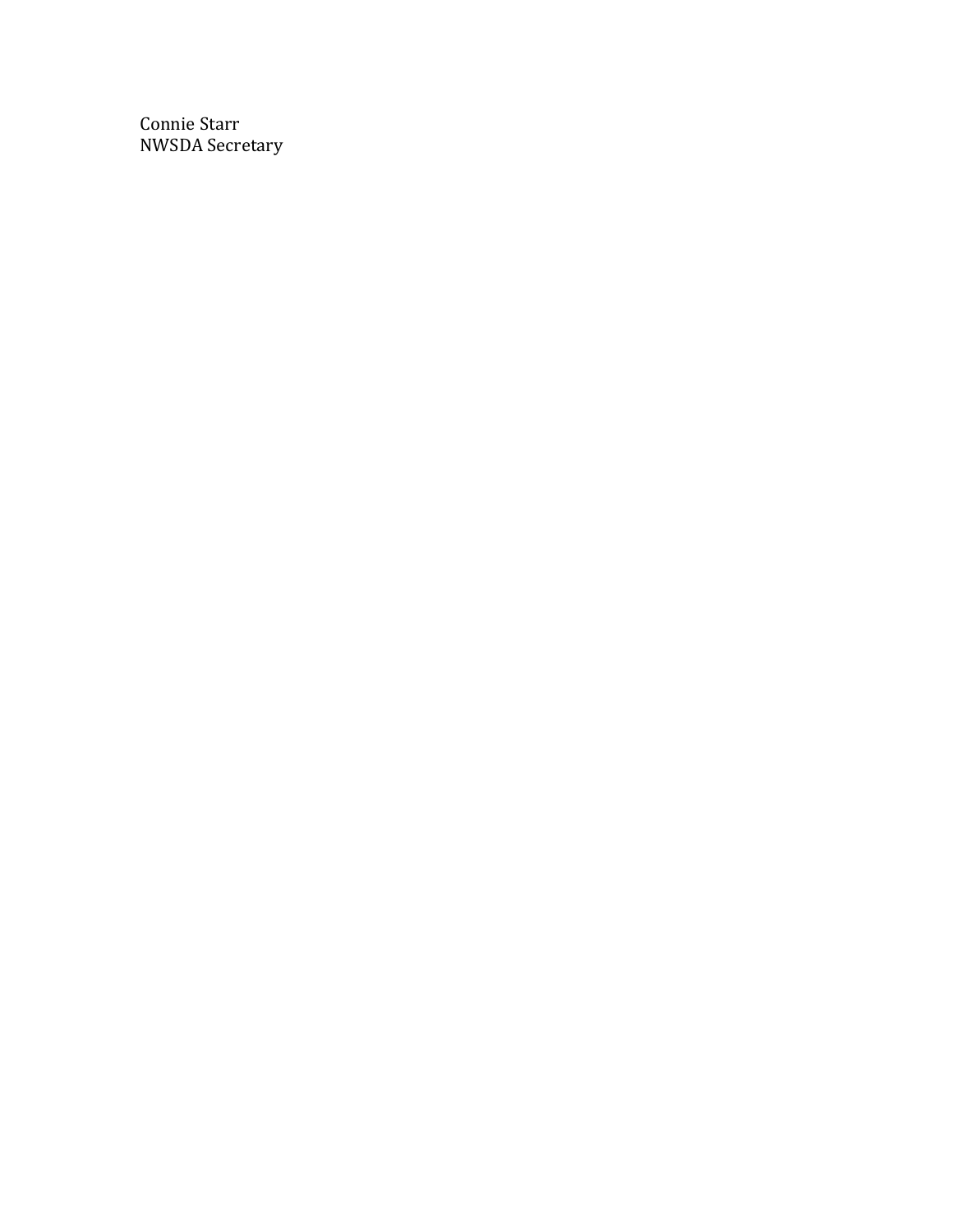Connie Starr
NWSDA Secretary